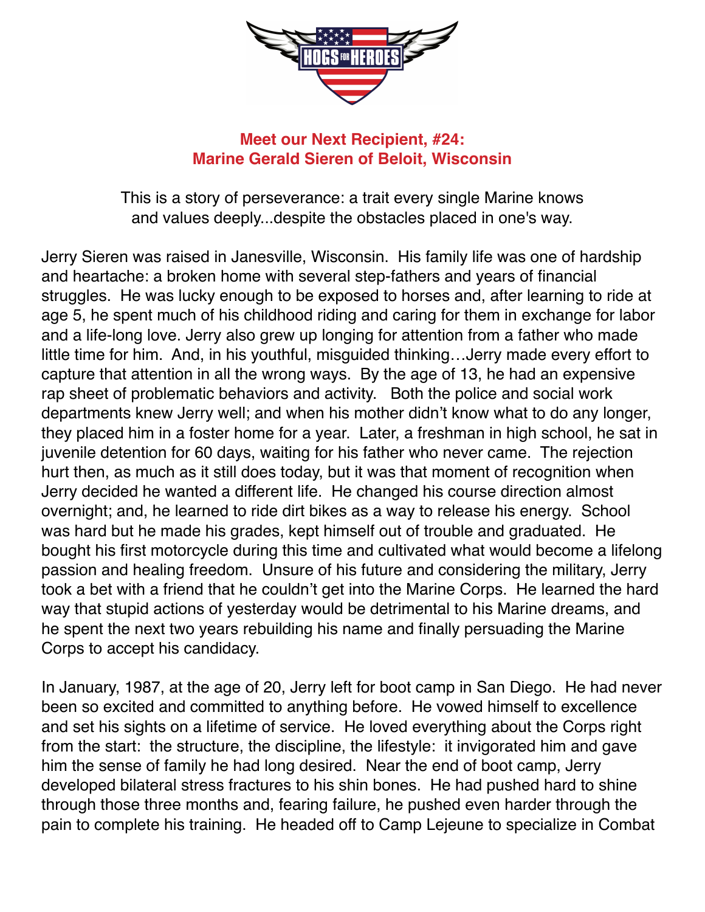## Meet our Next Recipient, #24:
## Marine Gerald Sieren of Beloit, Wisconsin

This is a story of perseverance: a trait every single Marine knows and values deeply...despite the obstacles placed in one's way.

Jerry Sieren was raised in Janesville, Wisconsin. His family life was one of hardship and heartache: a broken home with several step-fathers and years of financial struggles. He was lucky enough to be exposed to horses and, after learning to ride at age 5, he spent much of his childhood riding and caring for them in exchange for labor and a life-long love. Jerry also grew up longing for attention from a father who made little time for him. And, in his youthful, misguided thinking…Jerry made every effort to capture that attention in all the wrong ways. By the age of 13, he had an expensive rap sheet of problematic behaviors and activity. Both the police and social work departments knew Jerry well; and when his mother didn't know what to do any longer, they placed him in a foster home for a year. Later, a freshman in high school, he sat in juvenile detention for 60 days, waiting for his father who never came. The rejection hurt then, as much as it still does today, but it was that moment of recognition when Jerry decided he wanted a different life. He changed his course direction almost overnight; and, he learned to ride dirt bikes as a way to release his energy. School was hard but he made his grades, kept himself out of trouble and graduated. He bought his first motorcycle during this time and cultivated what would become a lifelong passion and healing freedom. Unsure of his future and considering the military, Jerry took a bet with a friend that he couldn't get into the Marine Corps. He learned the hard way that stupid actions of yesterday would be detrimental to his Marine dreams, and he spent the next two years rebuilding his name and finally persuading the Marine Corps to accept his candidacy.

In January, 1987, at the age of 20, Jerry left for boot camp in San Diego. He had never been so excited and committed to anything before. He vowed himself to excellence and set his sights on a lifetime of service. He loved everything about the Corps right from the start: the structure, the discipline, the lifestyle: it invigorated him and gave him the sense of family he had long desired. Near the end of boot camp, Jerry developed bilateral stress fractures to his shin bones. He had pushed hard to shine through those three months and, fearing failure, he pushed even harder through the pain to complete his training. He headed off to Camp Lejeune to specialize in Combat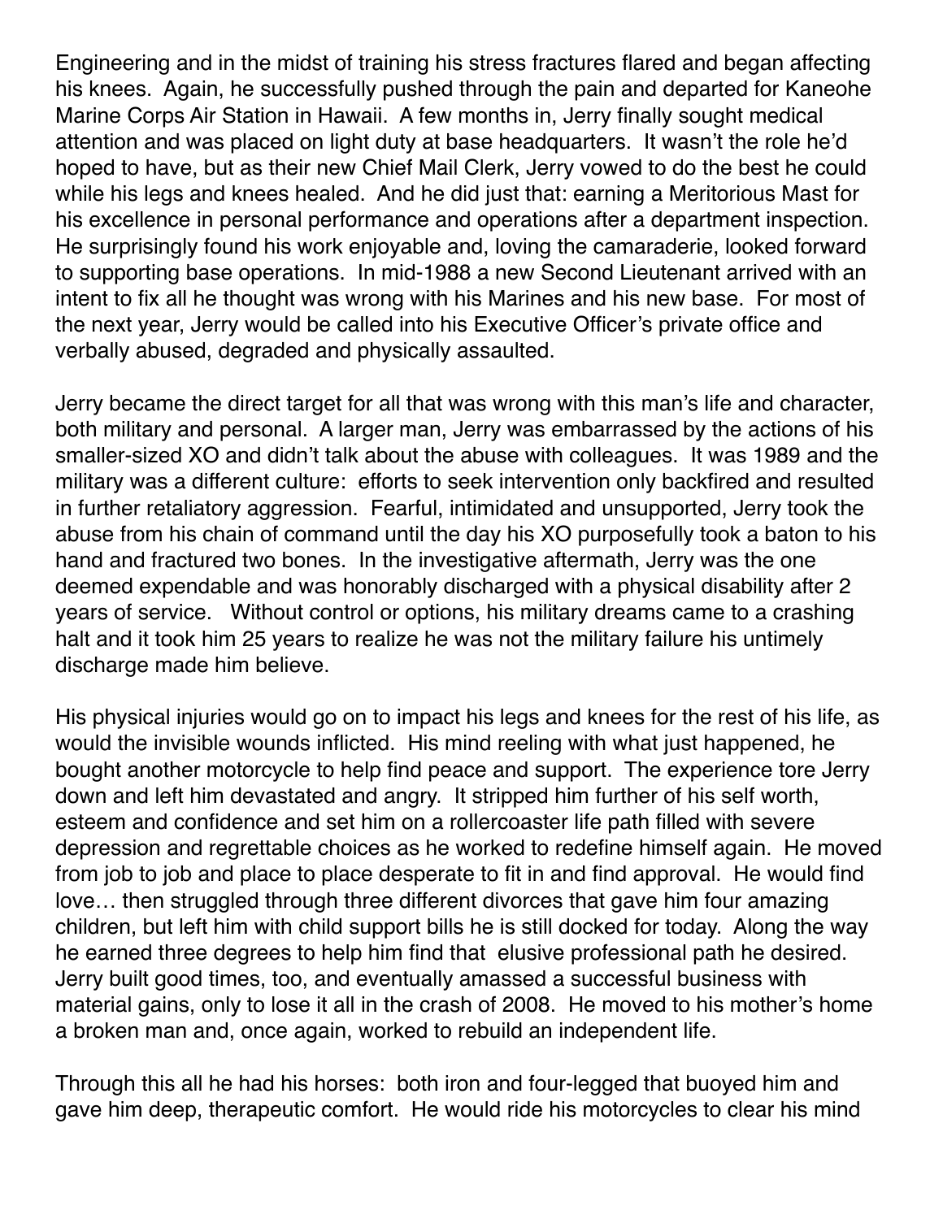Engineering and in the midst of training his stress fractures flared and began affecting his knees. Again, he successfully pushed through the pain and departed for Kaneohe Marine Corps Air Station in Hawaii. A few months in, Jerry finally sought medical attention and was placed on light duty at base headquarters. It wasn't the role he'd hoped to have, but as their new Chief Mail Clerk, Jerry vowed to do the best he could while his legs and knees healed. And he did just that: earning a Meritorious Mast for his excellence in personal performance and operations after a department inspection. He surprisingly found his work enjoyable and, loving the camaraderie, looked forward to supporting base operations. In mid-1988 a new Second Lieutenant arrived with an intent to fix all he thought was wrong with his Marines and his new base. For most of the next year, Jerry would be called into his Executive Officer's private office and verbally abused, degraded and physically assaulted.

Jerry became the direct target for all that was wrong with this man's life and character, both military and personal. A larger man, Jerry was embarrassed by the actions of his smaller-sized XO and didn't talk about the abuse with colleagues. It was 1989 and the military was a different culture: efforts to seek intervention only backfired and resulted in further retaliatory aggression. Fearful, intimidated and unsupported, Jerry took the abuse from his chain of command until the day his XO purposefully took a baton to his hand and fractured two bones. In the investigative aftermath, Jerry was the one deemed expendable and was honorably discharged with a physical disability after 2 years of service. Without control or options, his military dreams came to a crashing halt and it took him 25 years to realize he was not the military failure his untimely discharge made him believe.

His physical injuries would go on to impact his legs and knees for the rest of his life, as would the invisible wounds inflicted. His mind reeling with what just happened, he bought another motorcycle to help find peace and support. The experience tore Jerry down and left him devastated and angry. It stripped him further of his self worth, esteem and confidence and set him on a rollercoaster life path filled with severe depression and regrettable choices as he worked to redefine himself again. He moved from job to job and place to place desperate to fit in and find approval. He would find love… then struggled through three different divorces that gave him four amazing children, but left him with child support bills he is still docked for today. Along the way he earned three degrees to help him find that elusive professional path he desired. Jerry built good times, too, and eventually amassed a successful business with material gains, only to lose it all in the crash of 2008. He moved to his mother's home a broken man and, once again, worked to rebuild an independent life.

Through this all he had his horses: both iron and four-legged that buoyed him and gave him deep, therapeutic comfort. He would ride his motorcycles to clear his mind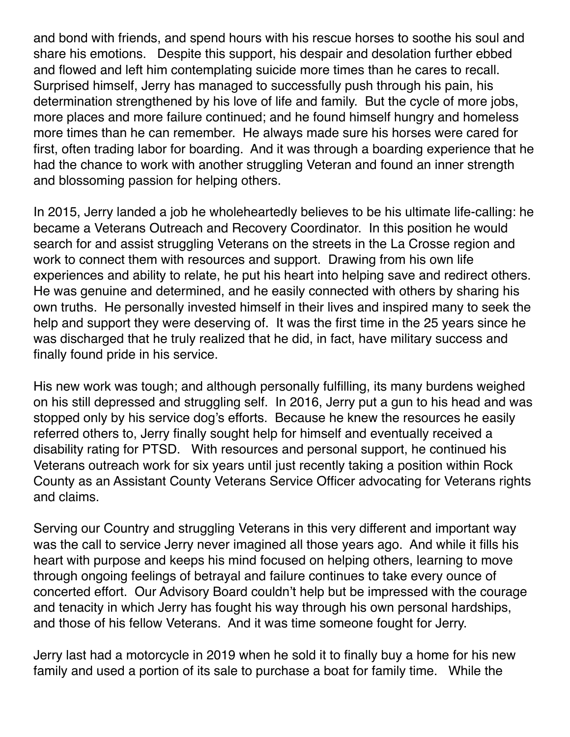and bond with friends, and spend hours with his rescue horses to soothe his soul and share his emotions. Despite this support, his despair and desolation further ebbed and flowed and left him contemplating suicide more times than he cares to recall. Surprised himself, Jerry has managed to successfully push through his pain, his determination strengthened by his love of life and family. But the cycle of more jobs, more places and more failure continued; and he found himself hungry and homeless more times than he can remember. He always made sure his horses were cared for first, often trading labor for boarding. And it was through a boarding experience that he had the chance to work with another struggling Veteran and found an inner strength and blossoming passion for helping others.

In 2015, Jerry landed a job he wholeheartedly believes to be his ultimate life-calling: he became a Veterans Outreach and Recovery Coordinator. In this position he would search for and assist struggling Veterans on the streets in the La Crosse region and work to connect them with resources and support. Drawing from his own life experiences and ability to relate, he put his heart into helping save and redirect others. He was genuine and determined, and he easily connected with others by sharing his own truths. He personally invested himself in their lives and inspired many to seek the help and support they were deserving of. It was the first time in the 25 years since he was discharged that he truly realized that he did, in fact, have military success and finally found pride in his service.

His new work was tough; and although personally fulfilling, its many burdens weighed on his still depressed and struggling self. In 2016, Jerry put a gun to his head and was stopped only by his service dog's efforts. Because he knew the resources he easily referred others to, Jerry finally sought help for himself and eventually received a disability rating for PTSD. With resources and personal support, he continued his Veterans outreach work for six years until just recently taking a position within Rock County as an Assistant County Veterans Service Officer advocating for Veterans rights and claims.

Serving our Country and struggling Veterans in this very different and important way was the call to service Jerry never imagined all those years ago. And while it fills his heart with purpose and keeps his mind focused on helping others, learning to move through ongoing feelings of betrayal and failure continues to take every ounce of concerted effort. Our Advisory Board couldn't help but be impressed with the courage and tenacity in which Jerry has fought his way through his own personal hardships, and those of his fellow Veterans. And it was time someone fought for Jerry.

Jerry last had a motorcycle in 2019 when he sold it to finally buy a home for his new family and used a portion of its sale to purchase a boat for family time. While the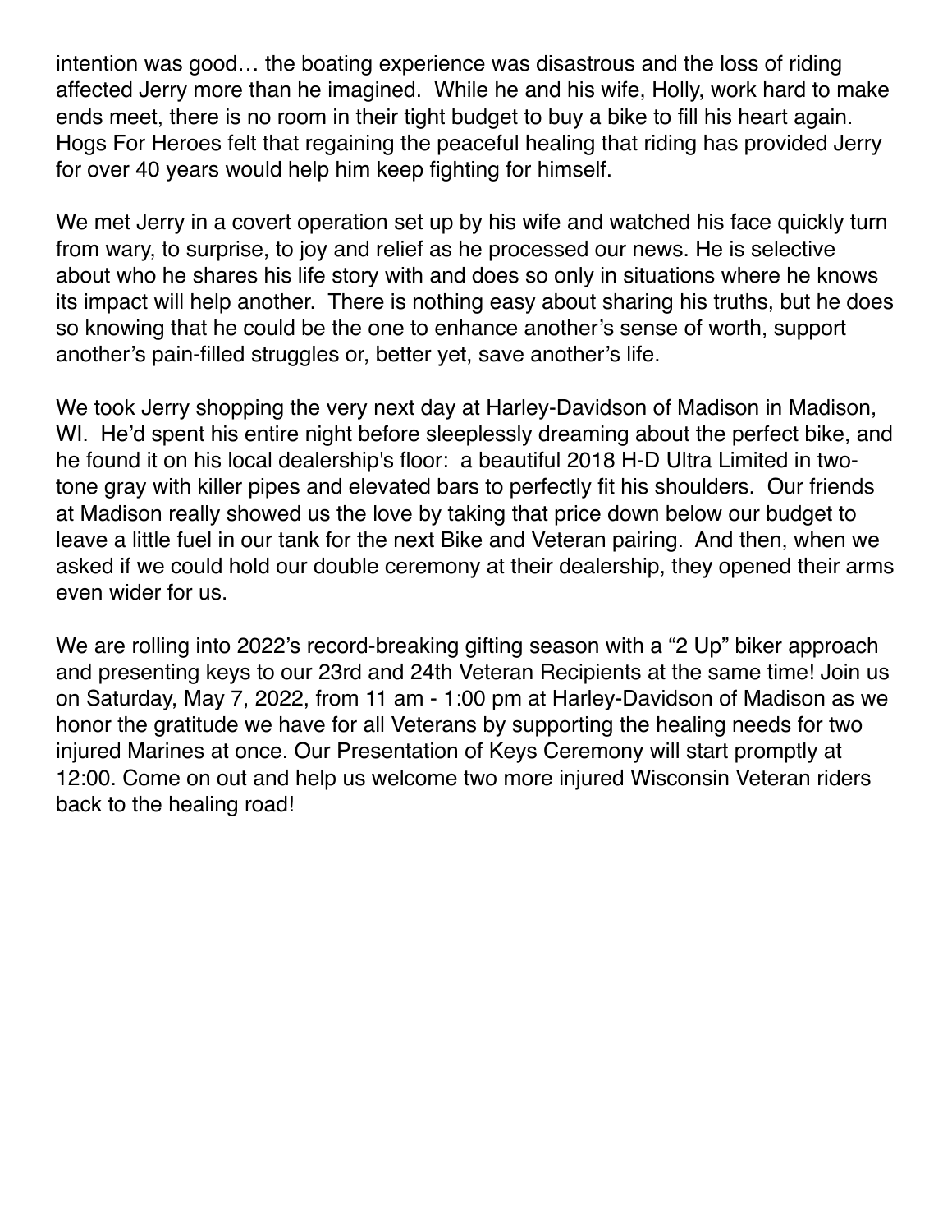intention was good… the boating experience was disastrous and the loss of riding affected Jerry more than he imagined. While he and his wife, Holly, work hard to make ends meet, there is no room in their tight budget to buy a bike to fill his heart again. Hogs For Heroes felt that regaining the peaceful healing that riding has provided Jerry for over 40 years would help him keep fighting for himself.

We met Jerry in a covert operation set up by his wife and watched his face quickly turn from wary, to surprise, to joy and relief as he processed our news. He is selective about who he shares his life story with and does so only in situations where he knows its impact will help another. There is nothing easy about sharing his truths, but he does so knowing that he could be the one to enhance another's sense of worth, support another's pain-filled struggles or, better yet, save another's life.

We took Jerry shopping the very next day at Harley-Davidson of Madison in Madison, WI. He'd spent his entire night before sleeplessly dreaming about the perfect bike, and he found it on his local dealership's floor: a beautiful 2018 H-D Ultra Limited in two-tone gray with killer pipes and elevated bars to perfectly fit his shoulders. Our friends at Madison really showed us the love by taking that price down below our budget to leave a little fuel in our tank for the next Bike and Veteran pairing. And then, when we asked if we could hold our double ceremony at their dealership, they opened their arms even wider for us.

We are rolling into 2022's record-breaking gifting season with a "2 Up" biker approach and presenting keys to our 23rd and 24th Veteran Recipients at the same time! Join us on Saturday, May 7, 2022, from 11 am - 1:00 pm at Harley-Davidson of Madison as we honor the gratitude we have for all Veterans by supporting the healing needs for two injured Marines at once. Our Presentation of Keys Ceremony will start promptly at 12:00. Come on out and help us welcome two more injured Wisconsin Veteran riders back to the healing road!